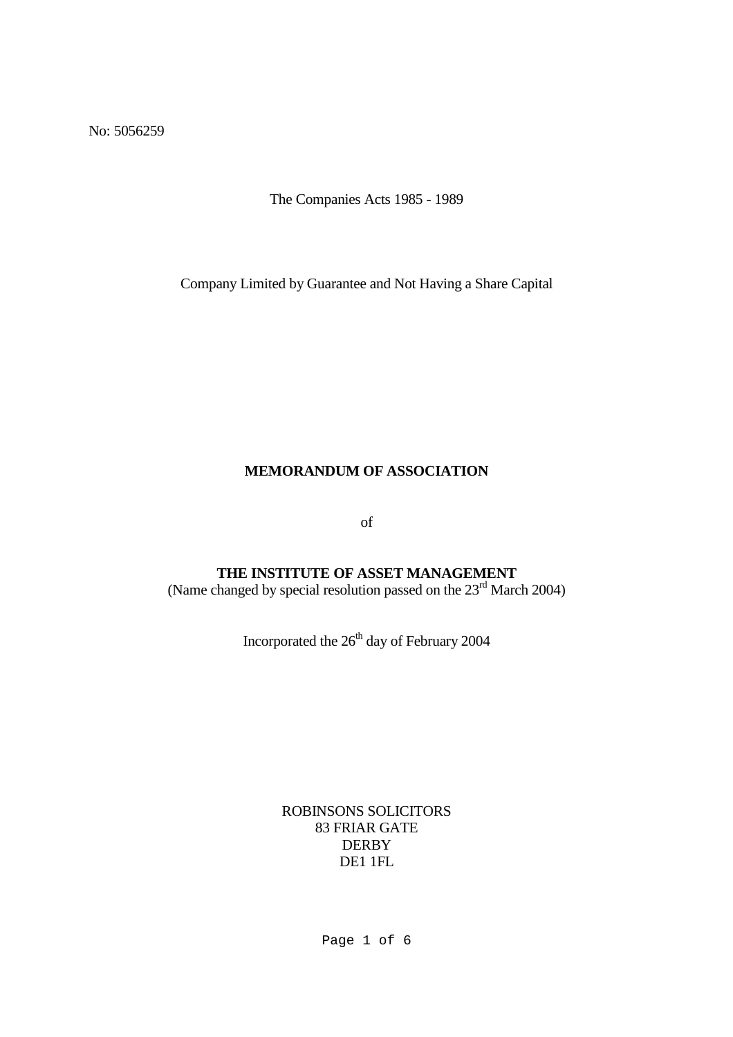No: 5056259

The Companies Acts 1985 - 1989

Company Limited by Guarantee and Not Having a Share Capital

# MEMORANDUM OF ASSOCIATION

of

## THE INSTITUTE OF ASSET MANAGEMENT

(Name changed by special resolution passed on the 23rd March 2004)

Incorporated the 26th day of February 2004

ROBINSONS SOLICITORS
83 FRIAR GATE
DERBY
DE1 1FL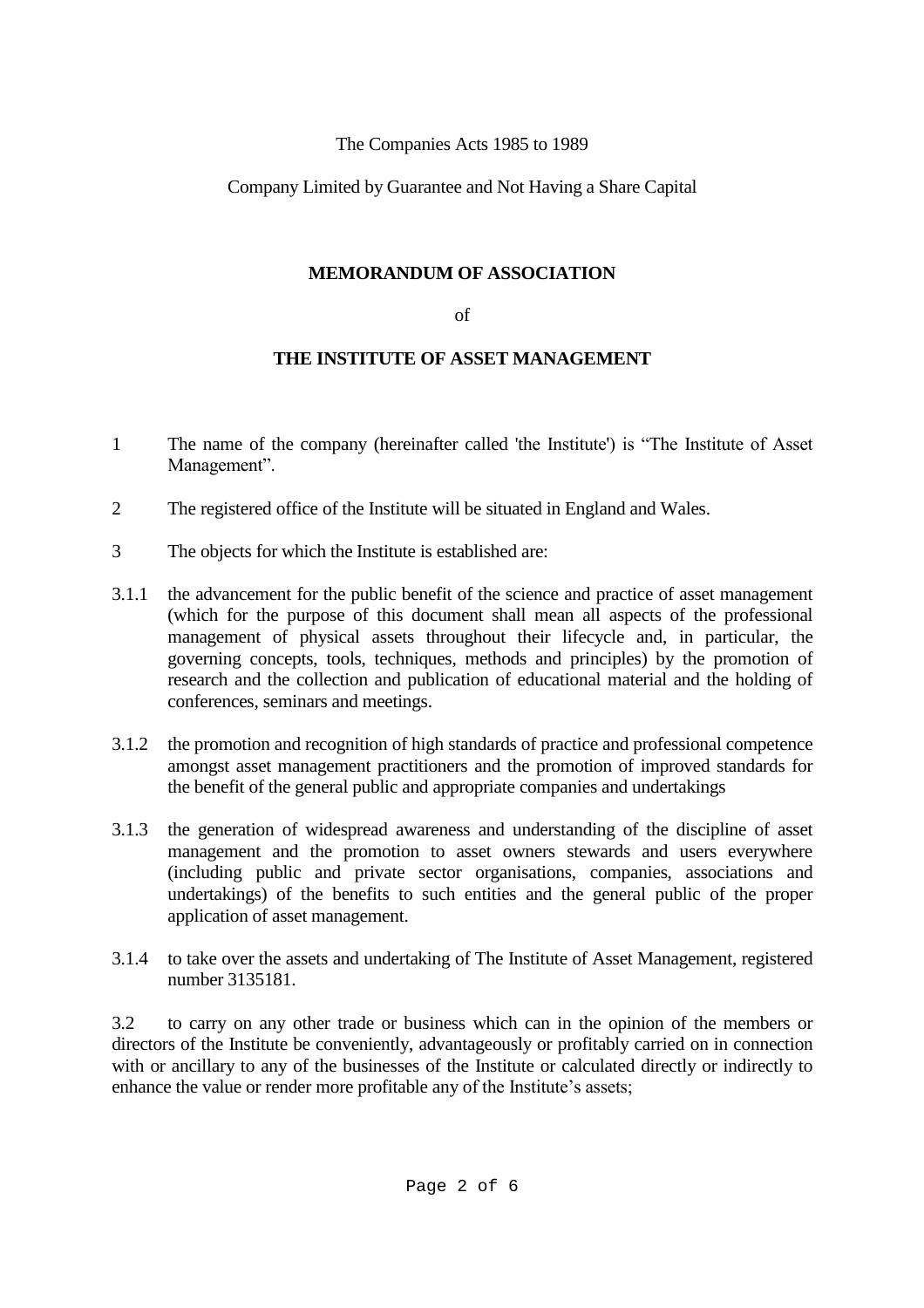The Companies Acts 1985 to 1989

Company Limited by Guarantee and Not Having a Share Capital

**MEMORANDUM OF ASSOCIATION**

of

**THE INSTITUTE OF ASSET MANAGEMENT**

1 The name of the company (hereinafter called 'the Institute') is “The Institute of Asset Management”.

2 The registered office of the Institute will be situated in England and Wales.

3 The objects for which the Institute is established are:

3.1.1 the advancement for the public benefit of the science and practice of asset management (which for the purpose of this document shall mean all aspects of the professional management of physical assets throughout their lifecycle and, in particular, the governing concepts, tools, techniques, methods and principles) by the promotion of research and the collection and publication of educational material and the holding of conferences, seminars and meetings.

3.1.2 the promotion and recognition of high standards of practice and professional competence amongst asset management practitioners and the promotion of improved standards for the benefit of the general public and appropriate companies and undertakings

3.1.3 the generation of widespread awareness and understanding of the discipline of asset management and the promotion to asset owners stewards and users everywhere (including public and private sector organisations, companies, associations and undertakings) of the benefits to such entities and the general public of the proper application of asset management.

3.1.4 to take over the assets and undertaking of The Institute of Asset Management, registered number 3135181.

3.2 to carry on any other trade or business which can in the opinion of the members or directors of the Institute be conveniently, advantageously or profitably carried on in connection with or ancillary to any of the businesses of the Institute or calculated directly or indirectly to enhance the value or render more profitable any of the Institute’s assets;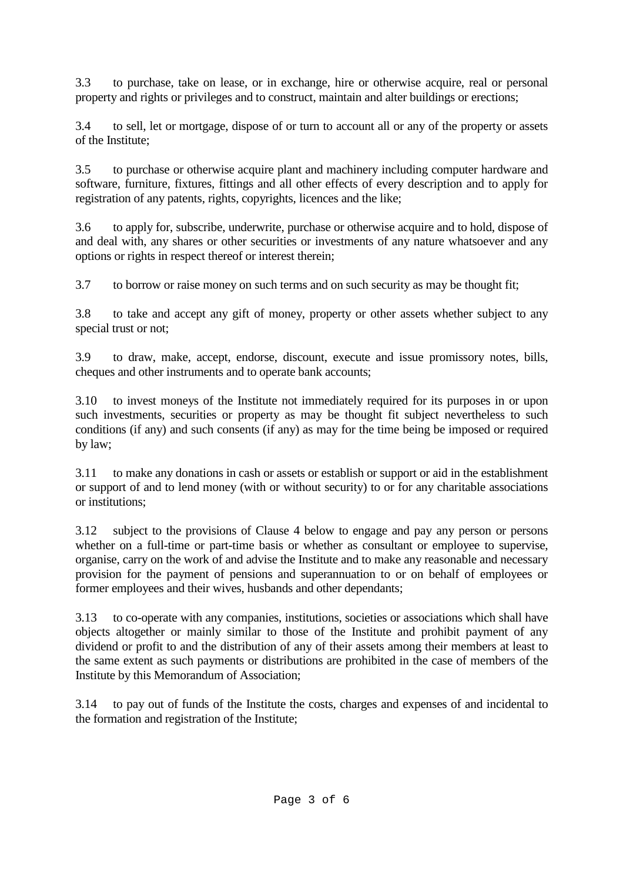3.3 to purchase, take on lease, or in exchange, hire or otherwise acquire, real or personal property and rights or privileges and to construct, maintain and alter buildings or erections;

3.4 to sell, let or mortgage, dispose of or turn to account all or any of the property or assets of the Institute;

3.5 to purchase or otherwise acquire plant and machinery including computer hardware and software, furniture, fixtures, fittings and all other effects of every description and to apply for registration of any patents, rights, copyrights, licences and the like;

3.6 to apply for, subscribe, underwrite, purchase or otherwise acquire and to hold, dispose of and deal with, any shares or other securities or investments of any nature whatsoever and any options or rights in respect thereof or interest therein;

3.7 to borrow or raise money on such terms and on such security as may be thought fit;

3.8 to take and accept any gift of money, property or other assets whether subject to any special trust or not;

3.9 to draw, make, accept, endorse, discount, execute and issue promissory notes, bills, cheques and other instruments and to operate bank accounts;

3.10 to invest moneys of the Institute not immediately required for its purposes in or upon such investments, securities or property as may be thought fit subject nevertheless to such conditions (if any) and such consents (if any) as may for the time being be imposed or required by law;

3.11 to make any donations in cash or assets or establish or support or aid in the establishment or support of and to lend money (with or without security) to or for any charitable associations or institutions;

3.12 subject to the provisions of Clause 4 below to engage and pay any person or persons whether on a full-time or part-time basis or whether as consultant or employee to supervise, organise, carry on the work of and advise the Institute and to make any reasonable and necessary provision for the payment of pensions and superannuation to or on behalf of employees or former employees and their wives, husbands and other dependants;

3.13 to co-operate with any companies, institutions, societies or associations which shall have objects altogether or mainly similar to those of the Institute and prohibit payment of any dividend or profit to and the distribution of any of their assets among their members at least to the same extent as such payments or distributions are prohibited in the case of members of the Institute by this Memorandum of Association;

3.14 to pay out of funds of the Institute the costs, charges and expenses of and incidental to the formation and registration of the Institute;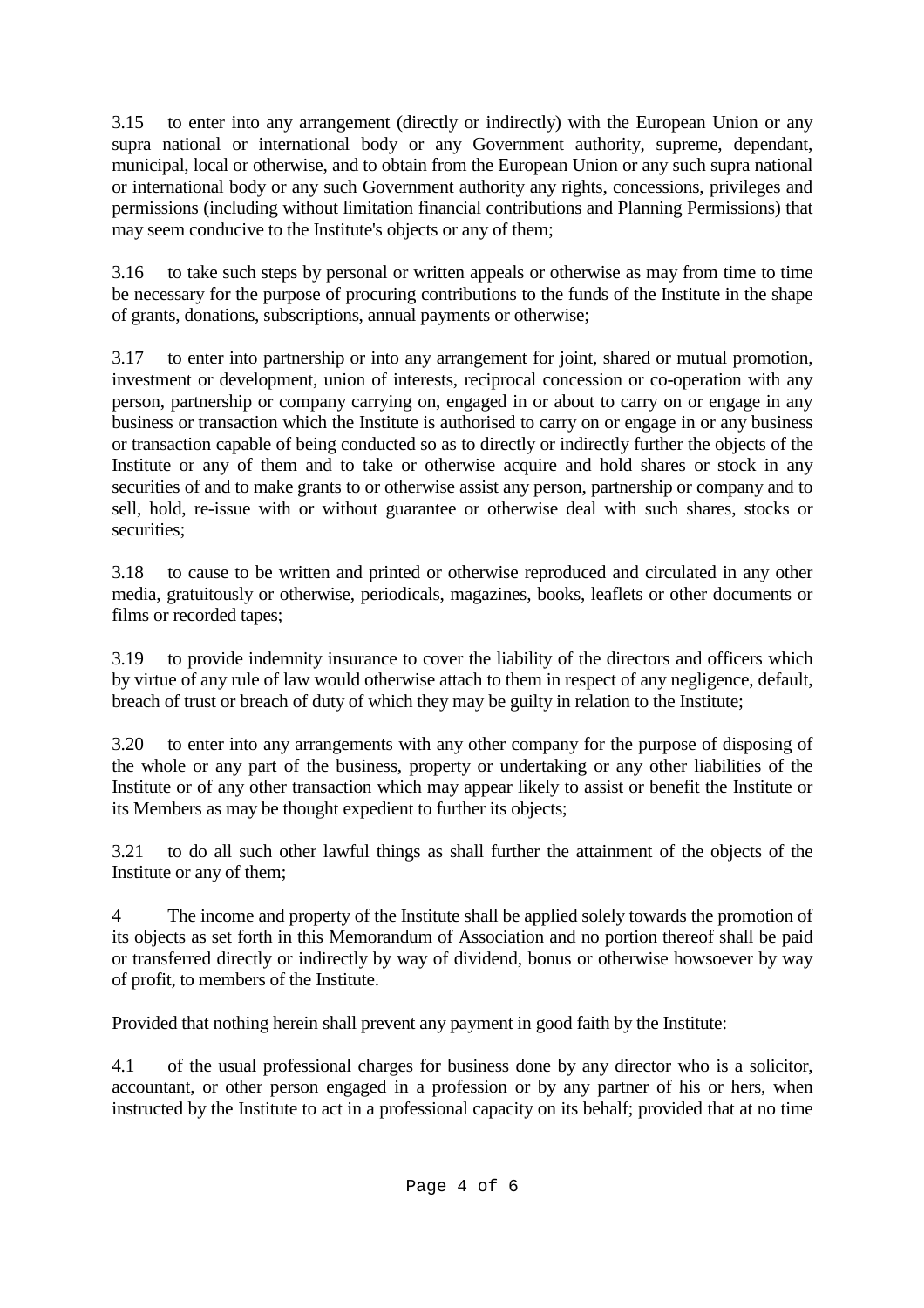3.15 to enter into any arrangement (directly or indirectly) with the European Union or any supra national or international body or any Government authority, supreme, dependant, municipal, local or otherwise, and to obtain from the European Union or any such supra national or international body or any such Government authority any rights, concessions, privileges and permissions (including without limitation financial contributions and Planning Permissions) that may seem conducive to the Institute's objects or any of them;

3.16 to take such steps by personal or written appeals or otherwise as may from time to time be necessary for the purpose of procuring contributions to the funds of the Institute in the shape of grants, donations, subscriptions, annual payments or otherwise;

3.17 to enter into partnership or into any arrangement for joint, shared or mutual promotion, investment or development, union of interests, reciprocal concession or co-operation with any person, partnership or company carrying on, engaged in or about to carry on or engage in any business or transaction which the Institute is authorised to carry on or engage in or any business or transaction capable of being conducted so as to directly or indirectly further the objects of the Institute or any of them and to take or otherwise acquire and hold shares or stock in any securities of and to make grants to or otherwise assist any person, partnership or company and to sell, hold, re-issue with or without guarantee or otherwise deal with such shares, stocks or securities;

3.18 to cause to be written and printed or otherwise reproduced and circulated in any other media, gratuitously or otherwise, periodicals, magazines, books, leaflets or other documents or films or recorded tapes;

3.19 to provide indemnity insurance to cover the liability of the directors and officers which by virtue of any rule of law would otherwise attach to them in respect of any negligence, default, breach of trust or breach of duty of which they may be guilty in relation to the Institute;

3.20 to enter into any arrangements with any other company for the purpose of disposing of the whole or any part of the business, property or undertaking or any other liabilities of the Institute or of any other transaction which may appear likely to assist or benefit the Institute or its Members as may be thought expedient to further its objects;

3.21 to do all such other lawful things as shall further the attainment of the objects of the Institute or any of them;

4 The income and property of the Institute shall be applied solely towards the promotion of its objects as set forth in this Memorandum of Association and no portion thereof shall be paid or transferred directly or indirectly by way of dividend, bonus or otherwise howsoever by way of profit, to members of the Institute.

Provided that nothing herein shall prevent any payment in good faith by the Institute:

4.1 of the usual professional charges for business done by any director who is a solicitor, accountant, or other person engaged in a profession or by any partner of his or hers, when instructed by the Institute to act in a professional capacity on its behalf; provided that at no time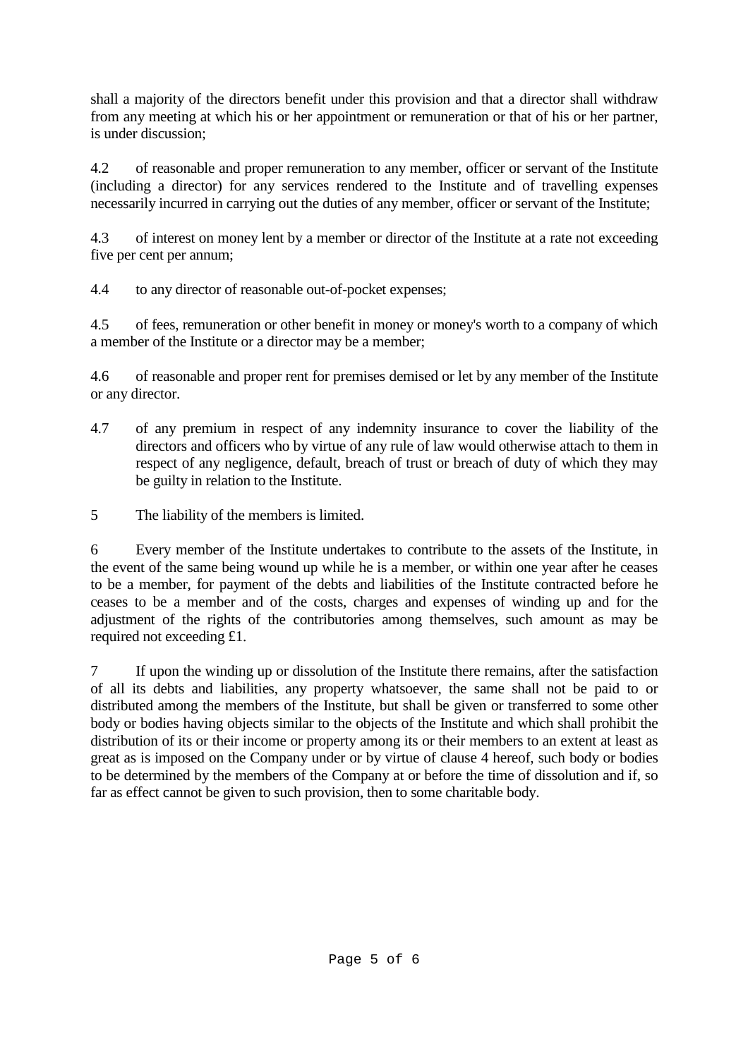shall a majority of the directors benefit under this provision and that a director shall withdraw from any meeting at which his or her appointment or remuneration or that of his or her partner, is under discussion;

4.2 of reasonable and proper remuneration to any member, officer or servant of the Institute (including a director) for any services rendered to the Institute and of travelling expenses necessarily incurred in carrying out the duties of any member, officer or servant of the Institute;

4.3 of interest on money lent by a member or director of the Institute at a rate not exceeding five per cent per annum;

4.4 to any director of reasonable out-of-pocket expenses;

4.5 of fees, remuneration or other benefit in money or money's worth to a company of which a member of the Institute or a director may be a member;

4.6 of reasonable and proper rent for premises demised or let by any member of the Institute or any director.

4.7 of any premium in respect of any indemnity insurance to cover the liability of the directors and officers who by virtue of any rule of law would otherwise attach to them in respect of any negligence, default, breach of trust or breach of duty of which they may be guilty in relation to the Institute.

5 The liability of the members is limited.

6 Every member of the Institute undertakes to contribute to the assets of the Institute, in the event of the same being wound up while he is a member, or within one year after he ceases to be a member, for payment of the debts and liabilities of the Institute contracted before he ceases to be a member and of the costs, charges and expenses of winding up and for the adjustment of the rights of the contributories among themselves, such amount as may be required not exceeding £1.

7 If upon the winding up or dissolution of the Institute there remains, after the satisfaction of all its debts and liabilities, any property whatsoever, the same shall not be paid to or distributed among the members of the Institute, but shall be given or transferred to some other body or bodies having objects similar to the objects of the Institute and which shall prohibit the distribution of its or their income or property among its or their members to an extent at least as great as is imposed on the Company under or by virtue of clause 4 hereof, such body or bodies to be determined by the members of the Company at or before the time of dissolution and if, so far as effect cannot be given to such provision, then to some charitable body.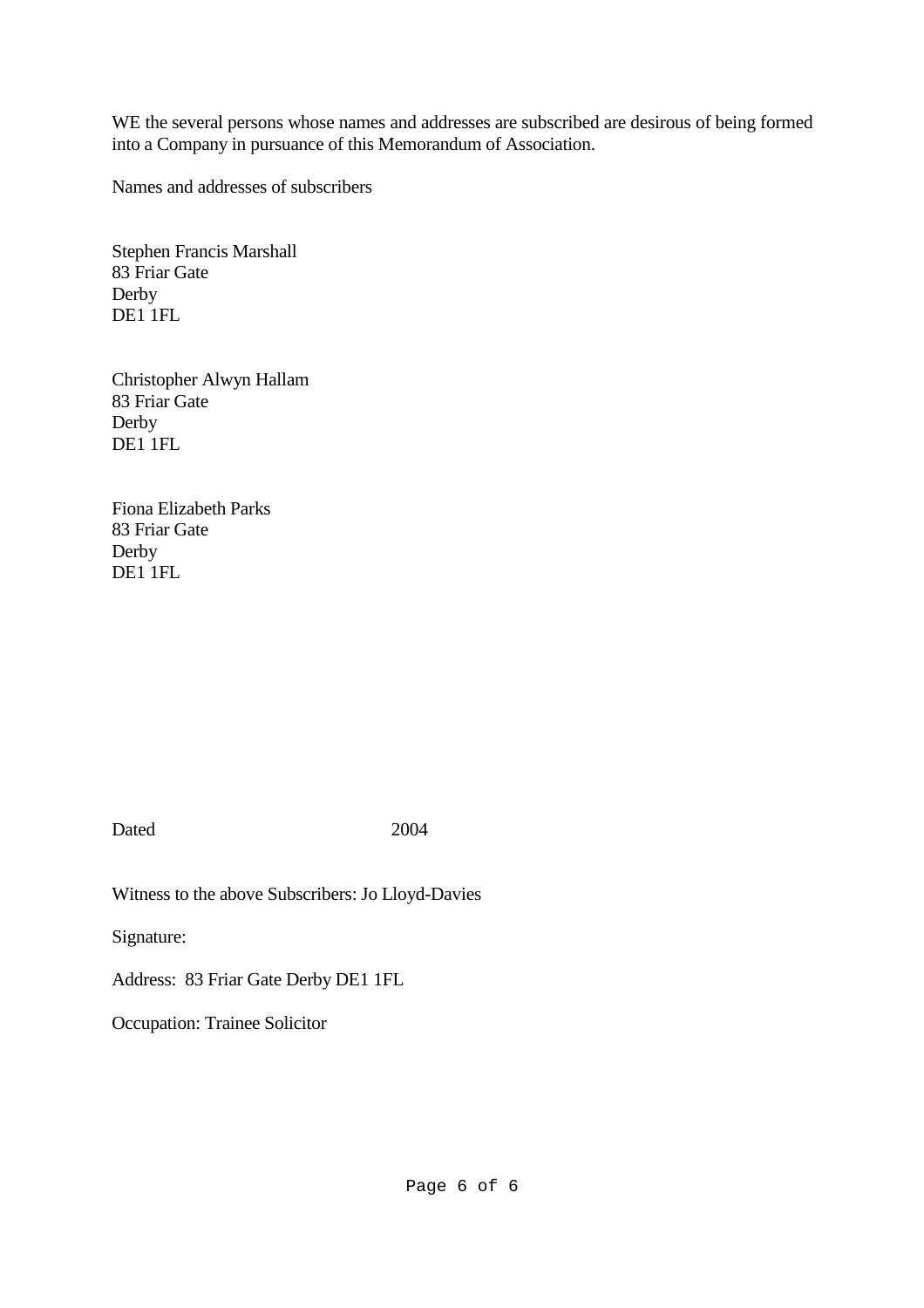WE the several persons whose names and addresses are subscribed are desirous of being formed into a Company in pursuance of this Memorandum of Association.

Names and addresses of subscribers

Stephen Francis Marshall
83 Friar Gate
Derby
DE1 1FL

Christopher Alwyn Hallam
83 Friar Gate
Derby
DE1 1FL

Fiona Elizabeth Parks
83 Friar Gate
Derby
DE1 1FL

Dated 2004

Witness to the above Subscribers: Jo Lloyd-Davies

Signature:

Address: 83 Friar Gate Derby DE1 1FL

Occupation: Trainee Solicitor